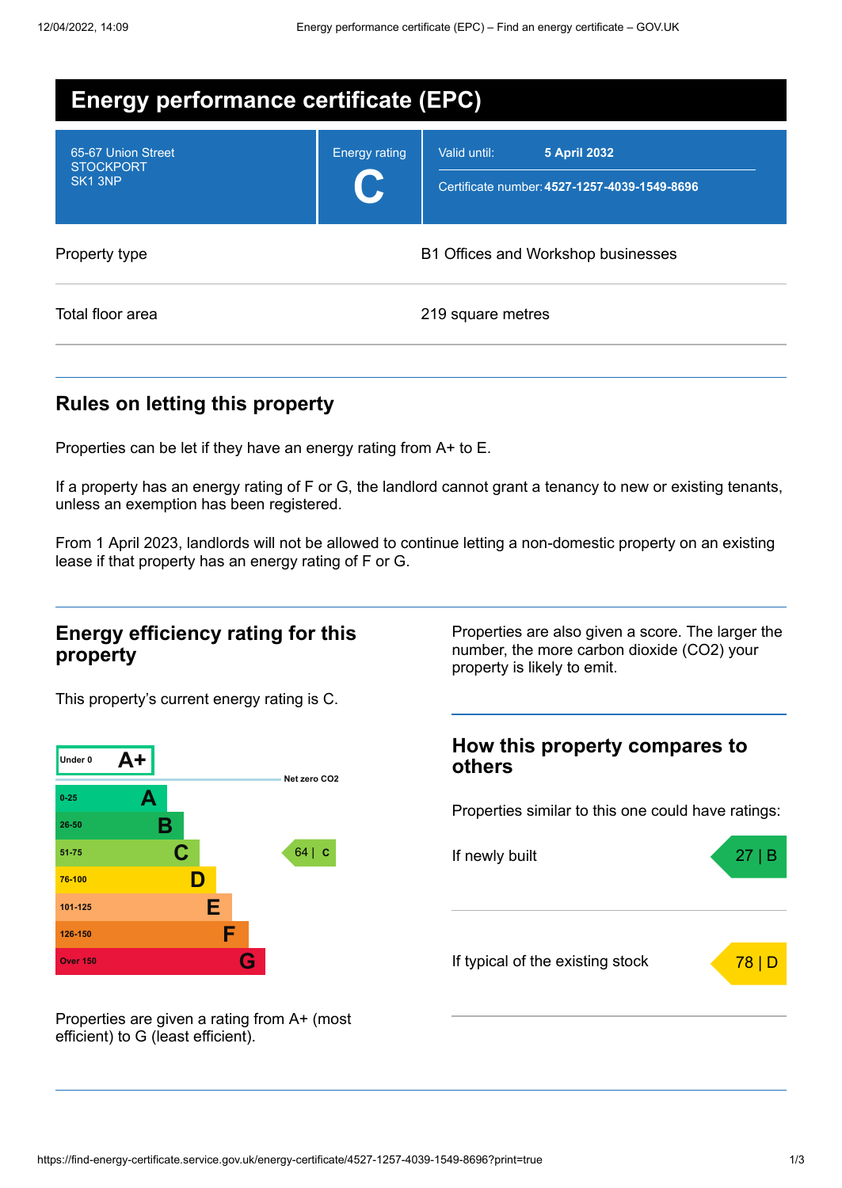# Energy performance certificate (EPC)

| | |
|---|---|
| 65-67 Union Street<br>STOCKPORT<br>SK1 3NP | Energy rating<br>**C** |
| Valid until: | **5 April 2032** |
| Certificate number: | **4527-1257-4039-1549-8696** |

| | |
|---|---|
| Property type | B1 Offices and Workshop businesses |
| Total floor area | 219 square metres |

## Rules on letting this property

Properties can be let if they have an energy rating from A+ to E.

If a property has an energy rating of F or G, the landlord cannot grant a tenancy to new or existing tenants, unless an exemption has been registered.

From 1 April 2023, landlords will not be allowed to continue letting a non-domestic property on an existing lease if that property has an energy rating of F or G.

## Energy efficiency rating for this property

This property's current energy rating is C.

| Score | Rating |
|---|---|
| Under 0 | A+ |
| 0-25 | A |
| 26-50 | B |
| 51-75 | C |
| 76-100 | D |
| 101-125 | E |
| 126-150 | F |
| Over 150 | G |

Net zero CO2

This property: 64 | C

Properties are given a rating from A+ (most efficient) to G (least efficient).

Properties are also given a score. The larger the number, the more carbon dioxide (CO2) your property is likely to emit.

## How this property compares to others

Properties similar to this one could have ratings:

| | |
|---|---|
| If newly built | 27 \| B |
| If typical of the existing stock | 78 \| D |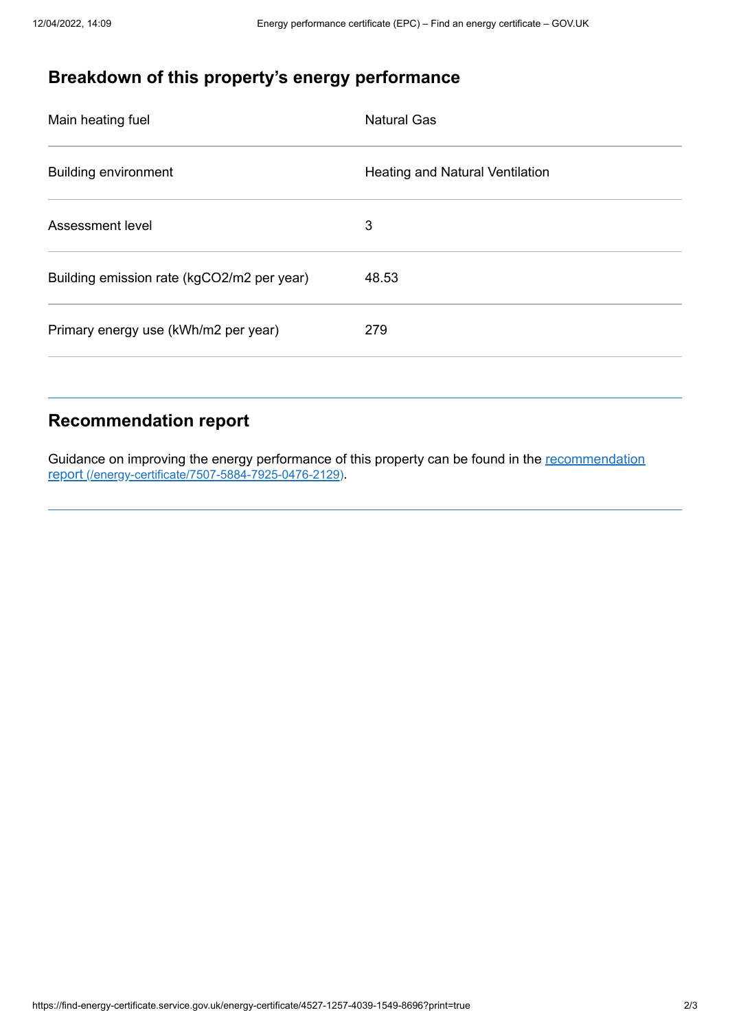## Breakdown of this property's energy performance

| | |
|---|---|
| Main heating fuel | Natural Gas |
| Building environment | Heating and Natural Ventilation |
| Assessment level | 3 |
| Building emission rate (kgCO2/m2 per year) | 48.53 |
| Primary energy use (kWh/m2 per year) | 279 |

## Recommendation report

Guidance on improving the energy performance of this property can be found in the [recommendation report (/energy-certificate/7507-5884-7925-0476-2129)](/energy-certificate/7507-5884-7925-0476-2129).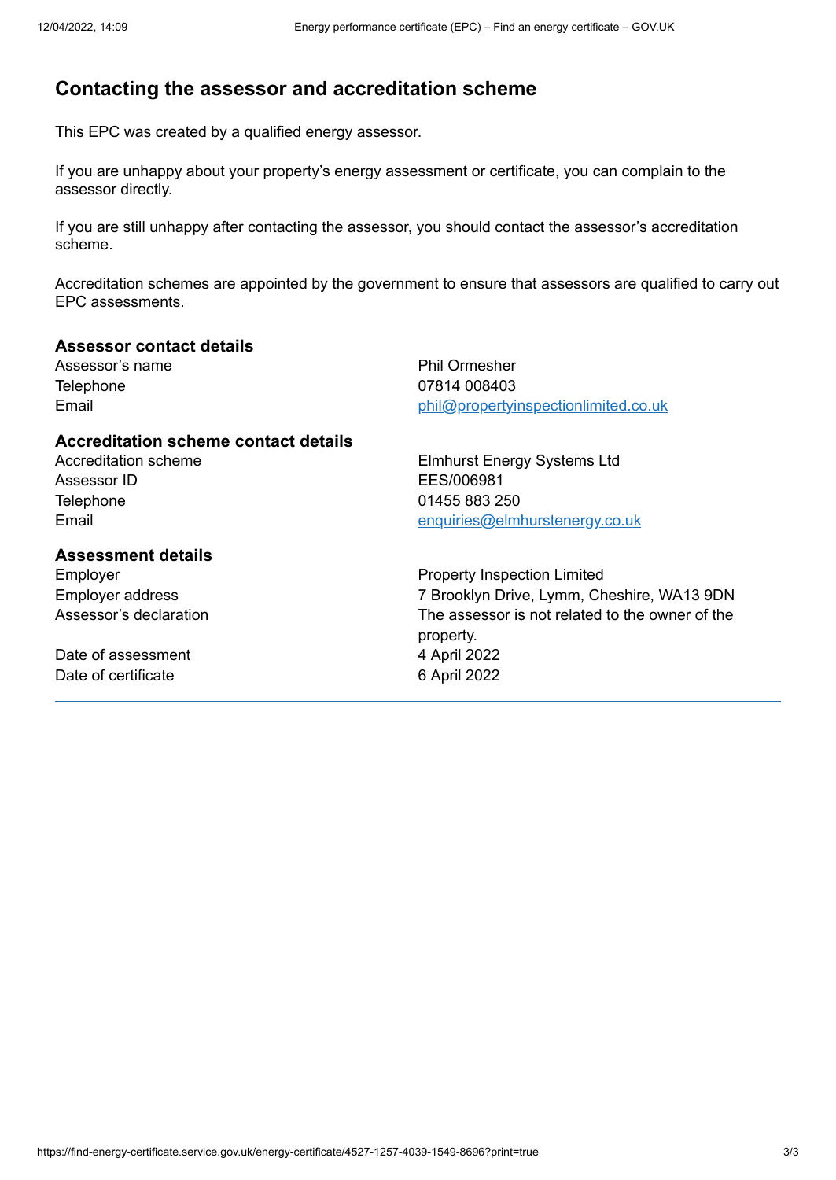## Contacting the assessor and accreditation scheme

This EPC was created by a qualified energy assessor.

If you are unhappy about your property's energy assessment or certificate, you can complain to the assessor directly.

If you are still unhappy after contacting the assessor, you should contact the assessor's accreditation scheme.

Accreditation schemes are appointed by the government to ensure that assessors are qualified to carry out EPC assessments.

### Assessor contact details

| | |
|---|---|
| Assessor's name | Phil Ormesher |
| Telephone | 07814 008403 |
| Email | phil@propertyinspectionlimited.co.uk |

### Accreditation scheme contact details

| | |
|---|---|
| Accreditation scheme | Elmhurst Energy Systems Ltd |
| Assessor ID | EES/006981 |
| Telephone | 01455 883 250 |
| Email | enquiries@elmhurstenergy.co.uk |

### Assessment details

| | |
|---|---|
| Employer | Property Inspection Limited |
| Employer address | 7 Brooklyn Drive, Lymm, Cheshire, WA13 9DN |
| Assessor's declaration | The assessor is not related to the owner of the property. |
| Date of assessment | 4 April 2022 |
| Date of certificate | 6 April 2022 |